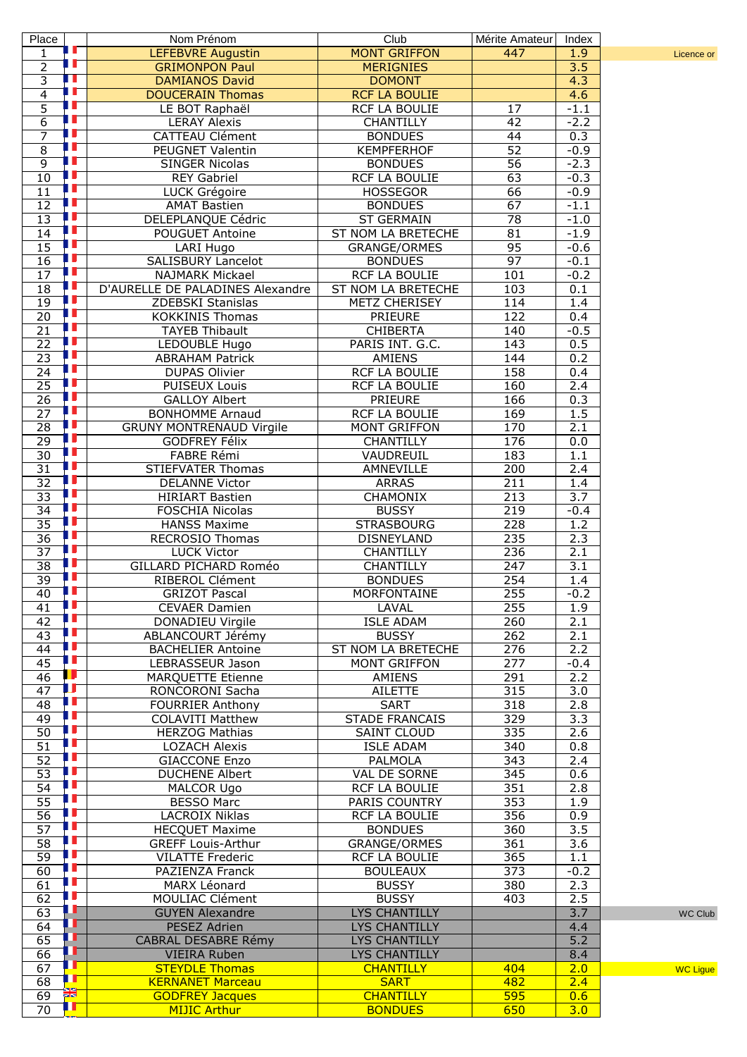| Place | | Nom Prénom | Club | Mérite Amateur | Index | |
|---|---|---|---|---|---|---|
| 1 | | LEFEBVRE Augustin | MONT GRIFFON | 447 | 1.9 | Licence or |
| 2 | | GRIMONPON Paul | MERIGNIES | | 3.5 | |
| 3 | | DAMIANOS David | DOMONT | | 4.3 | |
| 4 | | DOUCERAIN Thomas | RCF LA BOULIE | | 4.6 | |
| 5 | | LE BOT Raphaël | RCF LA BOULIE | 17 | -1.1 | |
| 6 | | LERAY Alexis | CHANTILLY | 42 | -2.2 | |
| 7 | | CATTEAU Clément | BONDUES | 44 | 0.3 | |
| 8 | | PEUGNET Valentin | KEMPFERHOF | 52 | -0.9 | |
| 9 | | SINGER Nicolas | BONDUES | 56 | -2.3 | |
| 10 | | REY Gabriel | RCF LA BOULIE | 63 | -0.3 | |
| 11 | | LUCK Grégoire | HOSSEGOR | 66 | -0.9 | |
| 12 | | AMAT Bastien | BONDUES | 67 | -1.1 | |
| 13 | | DELEPLANQUE Cédric | ST GERMAIN | 78 | -1.0 | |
| 14 | | POUGUET Antoine | ST NOM LA BRETECHE | 81 | -1.9 | |
| 15 | | LARI Hugo | GRANGE/ORMES | 95 | -0.6 | |
| 16 | | SALISBURY Lancelot | BONDUES | 97 | -0.1 | |
| 17 | | NAJMARK Mickael | RCF LA BOULIE | 101 | -0.2 | |
| 18 | | D'AURELLE DE PALADINES Alexandre | ST NOM LA BRETECHE | 103 | 0.1 | |
| 19 | | ZDEBSKI Stanislas | METZ CHERISEY | 114 | 1.4 | |
| 20 | | KOKKINIS Thomas | PRIEURE | 122 | 0.4 | |
| 21 | | TAYEB Thibault | CHIBERTA | 140 | -0.5 | |
| 22 | | LEDOUBLE Hugo | PARIS INT. G.C. | 143 | 0.5 | |
| 23 | | ABRAHAM Patrick | AMIENS | 144 | 0.2 | |
| 24 | | DUPAS Olivier | RCF LA BOULIE | 158 | 0.4 | |
| 25 | | PUISEUX Louis | RCF LA BOULIE | 160 | 2.4 | |
| 26 | | GALLOY Albert | PRIEURE | 166 | 0.3 | |
| 27 | | BONHOMME Arnaud | RCF LA BOULIE | 169 | 1.5 | |
| 28 | | GRUNY MONTRENAUD Virgile | MONT GRIFFON | 170 | 2.1 | |
| 29 | | GODFREY Félix | CHANTILLY | 176 | 0.0 | |
| 30 | | FABRE Rémi | VAUDREUIL | 183 | 1.1 | |
| 31 | | STIEFVATER Thomas | AMNEVILLE | 200 | 2.4 | |
| 32 | | DELANNE Victor | ARRAS | 211 | 1.4 | |
| 33 | | HIRIART Bastien | CHAMONIX | 213 | 3.7 | |
| 34 | | FOSCHIA Nicolas | BUSSY | 219 | -0.4 | |
| 35 | | HANSS Maxime | STRASBOURG | 228 | 1.2 | |
| 36 | | RECROSIO Thomas | DISNEYLAND | 235 | 2.3 | |
| 37 | | LUCK Victor | CHANTILLY | 236 | 2.1 | |
| 38 | | GILLARD PICHARD Roméo | CHANTILLY | 247 | 3.1 | |
| 39 | | RIBEROL Clément | BONDUES | 254 | 1.4 | |
| 40 | | GRIZOT Pascal | MORFONTAINE | 255 | -0.2 | |
| 41 | | CEVAER Damien | LAVAL | 255 | 1.9 | |
| 42 | | DONADIEU Virgile | ISLE ADAM | 260 | 2.1 | |
| 43 | | ABLANCOURT Jérémy | BUSSY | 262 | 2.1 | |
| 44 | | BACHELIER Antoine | ST NOM LA BRETECHE | 276 | 2.2 | |
| 45 | | LEBRASSEUR Jason | MONT GRIFFON | 277 | -0.4 | |
| 46 | | MARQUETTE Etienne | AMIENS | 291 | 2.2 | |
| 47 | | RONCORONI Sacha | AILETTE | 315 | 3.0 | |
| 48 | | FOURRIER Anthony | SART | 318 | 2.8 | |
| 49 | | COLAVITI Matthew | STADE FRANCAIS | 329 | 3.3 | |
| 50 | | HERZOG Mathias | SAINT CLOUD | 335 | 2.6 | |
| 51 | | LOZACH Alexis | ISLE ADAM | 340 | 0.8 | |
| 52 | | GIACCONE Enzo | PALMOLA | 343 | 2.4 | |
| 53 | | DUCHENE Albert | VAL DE SORNE | 345 | 0.6 | |
| 54 | | MALCOR Ugo | RCF LA BOULIE | 351 | 2.8 | |
| 55 | | BESSO Marc | PARIS COUNTRY | 353 | 1.9 | |
| 56 | | LACROIX Niklas | RCF LA BOULIE | 356 | 0.9 | |
| 57 | | HECQUET Maxime | BONDUES | 360 | 3.5 | |
| 58 | | GREFF Louis-Arthur | GRANGE/ORMES | 361 | 3.6 | |
| 59 | | VILATTE Frederic | RCF LA BOULIE | 365 | 1.1 | |
| 60 | | PAZIENZA Franck | BOULEAUX | 373 | -0.2 | |
| 61 | | MARX Léonard | BUSSY | 380 | 2.3 | |
| 62 | | MOULIAC Clément | BUSSY | 403 | 2.5 | |
| 63 | | GUYEN Alexandre | LYS CHANTILLY | | 3.7 | WC Club |
| 64 | | PESEZ Adrien | LYS CHANTILLY | | 4.4 | |
| 65 | | CABRAL DESABRE Rémy | LYS CHANTILLY | | 5.2 | |
| 66 | | VIEIRA Ruben | LYS CHANTILLY | | 8.4 | |
| 67 | | STEYDLE Thomas | CHANTILLY | 404 | 2.0 | WC Ligue |
| 68 | | KERNANET Marceau | SART | 482 | 2.4 | |
| 69 | | GODFREY Jacques | CHANTILLY | 595 | 0.6 | |
| 70 | | MIJIC Arthur | BONDUES | 650 | 3.0 | |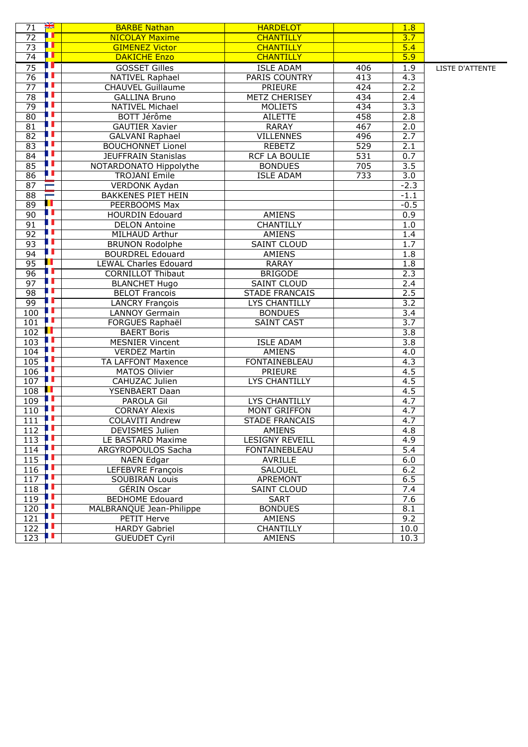| | | | | | | |
|---|---|---|---|---|---|---|
| 71 | | BARBE Nathan | HARDELOT | | 1.8 | |
| 72 | | NICOLAY Maxime | CHANTILLY | | 3.7 | |
| 73 | | GIMENEZ Victor | CHANTILLY | | 5.4 | |
| 74 | | DAKICHE Enzo | CHANTILLY | | 5.9 | |
| 75 | | GOSSET Gilles | ISLE ADAM | 406 | 1.9 | LISTE D'ATTENTE |
| 76 | | NATIVEL Raphael | PARIS COUNTRY | 413 | 4.3 | |
| 77 | | CHAUVEL Guillaume | PRIEURE | 424 | 2.2 | |
| 78 | | GALLINA Bruno | METZ CHERISEY | 434 | 2.4 | |
| 79 | | NATIVEL Michael | MOLIETS | 434 | 3.3 | |
| 80 | | BOTT Jérôme | AILETTE | 458 | 2.8 | |
| 81 | | GAUTIER Xavier | RARAY | 467 | 2.0 | |
| 82 | | GALVANI Raphael | VILLENNES | 496 | 2.7 | |
| 83 | | BOUCHONNET Lionel | REBETZ | 529 | 2.1 | |
| 84 | | JEUFFRAIN Stanislas | RCF LA BOULIE | 531 | 0.7 | |
| 85 | | NOTARDONATO Hippolythe | BONDUES | 705 | 3.5 | |
| 86 | | TROJANI Emile | ISLE ADAM | 733 | 3.0 | |
| 87 | | VERDONK Aydan | | | -2.3 | |
| 88 | | BAKKENES PIET HEIN | | | -1.1 | |
| 89 | | PEERBOOMS Max | | | -0.5 | |
| 90 | | HOURDIN Edouard | AMIENS | | 0.9 | |
| 91 | | DELON Antoine | CHANTILLY | | 1.0 | |
| 92 | | MILHAUD Arthur | AMIENS | | 1.4 | |
| 93 | | BRUNON Rodolphe | SAINT CLOUD | | 1.7 | |
| 94 | | BOURDREL Edouard | AMIENS | | 1.8 | |
| 95 | | LEWAL Charles Edouard | RARAY | | 1.8 | |
| 96 | | CORNILLOT Thibaut | BRIGODE | | 2.3 | |
| 97 | | BLANCHET Hugo | SAINT CLOUD | | 2.4 | |
| 98 | | BELOT Francois | STADE FRANCAIS | | 2.5 | |
| 99 | | LANCRY François | LYS CHANTILLY | | 3.2 | |
| 100 | | LANNOY Germain | BONDUES | | 3.4 | |
| 101 | | FORGUES Raphaël | SAINT CAST | | 3.7 | |
| 102 | | BAERT Boris | | | 3.8 | |
| 103 | | MESNIER Vincent | ISLE ADAM | | 3.8 | |
| 104 | | VERDEZ Martin | AMIENS | | 4.0 | |
| 105 | | TA LAFFONT Maxence | FONTAINEBLEAU | | 4.3 | |
| 106 | | MATOS Olivier | PRIEURE | | 4.5 | |
| 107 | | CAHUZAC Julien | LYS CHANTILLY | | 4.5 | |
| 108 | | YSENBAERT Daan | | | 4.5 | |
| 109 | | PAROLA Gil | LYS CHANTILLY | | 4.7 | |
| 110 | | CORNAY Alexis | MONT GRIFFON | | 4.7 | |
| 111 | | COLAVITI Andrew | STADE FRANCAIS | | 4.7 | |
| 112 | | DEVISMES Julien | AMIENS | | 4.8 | |
| 113 | | LE BASTARD Maxime | LESIGNY REVEILL | | 4.9 | |
| 114 | | ARGYROPOULOS Sacha | FONTAINEBLEAU | | 5.4 | |
| 115 | | NAEN Edgar | AVRILLE | | 6.0 | |
| 116 | | LEFEBVRE François | SALOUEL | | 6.2 | |
| 117 | | SOUBIRAN Louis | APREMONT | | 6.5 | |
| 118 | | GÉRIN Oscar | SAINT CLOUD | | 7.4 | |
| 119 | | BEDHOME Edouard | SART | | 7.6 | |
| 120 | | MALBRANQUE Jean-Philippe | BONDUES | | 8.1 | |
| 121 | | PETIT Herve | AMIENS | | 9.2 | |
| 122 | | HARDY Gabriel | CHANTILLY | | 10.0 | |
| 123 | | GUEUDET Cyril | AMIENS | | 10.3 | |